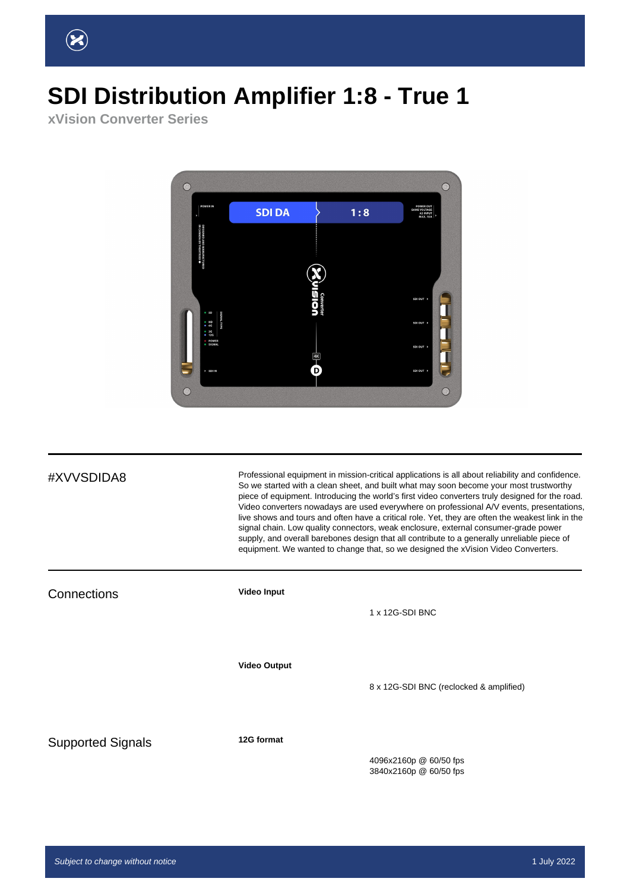# SDI Distribution Amplifier 1:8 - True 1

**xVision Converter Series**

#XVVSDIDA8

Professional equipment in mission-critical applications is all about reliability and confidence. So we started with a clean sheet, and built what may soon become your most trustworthy piece of equipment. Introducing the world's first video converters truly designed for the road. Video converters nowadays are used everywhere on professional A/V events, presentations, live shows and tours and often have a critical role. Yet, they are often the weakest link in the signal chain. Low quality connectors, weak enclosure, external consumer-grade power supply, and overall barebones design that all contribute to a generally unreliable piece of equipment. We wanted to change that, so we designed the xVision Video Converters.

## Connections

**Video Input**

1 x 12G-SDI BNC

**Video Output**

8 x 12G-SDI BNC (reclocked & amplified)

## Supported Signals

**12G format**

4096x2160p @ 60/50 fps
3840x2160p @ 60/50 fps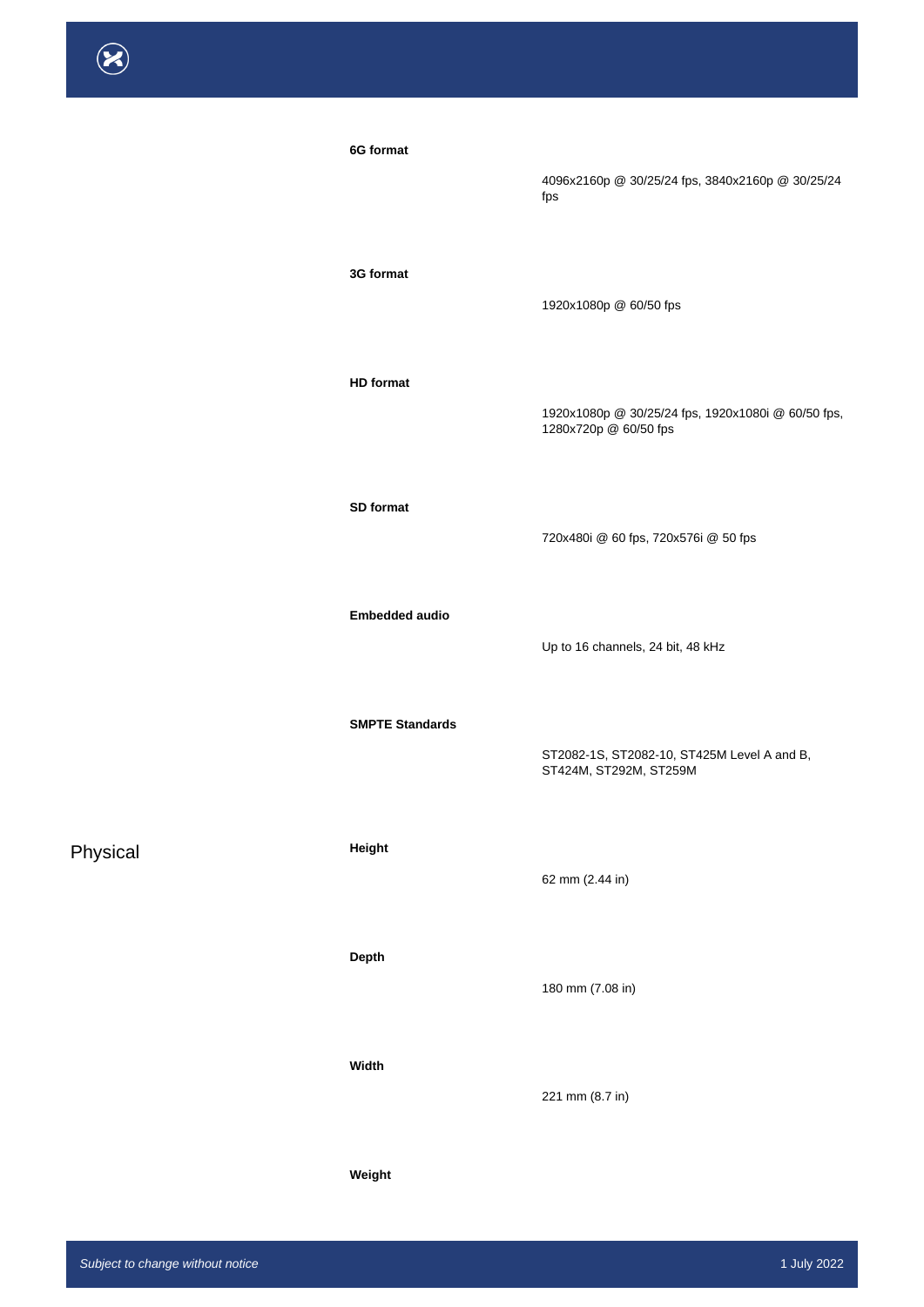| | | |
|---|---|---|
| | **6G format** | 4096x2160p @ 30/25/24 fps, 3840x2160p @ 30/25/24 fps |
| | **3G format** | 1920x1080p @ 60/50 fps |
| | **HD format** | 1920x1080p @ 30/25/24 fps, 1920x1080i @ 60/50 fps, 1280x720p @ 60/50 fps |
| | **SD format** | 720x480i @ 60 fps, 720x576i @ 50 fps |
| | **Embedded audio** | Up to 16 channels, 24 bit, 48 kHz |
| | **SMPTE Standards** | ST2082-1S, ST2082-10, ST425M Level A and B, ST424M, ST292M, ST259M |
| Physical | **Height** | 62 mm (2.44 in) |
| | **Depth** | 180 mm (7.08 in) |
| | **Width** | 221 mm (8.7 in) |
| | **Weight** | |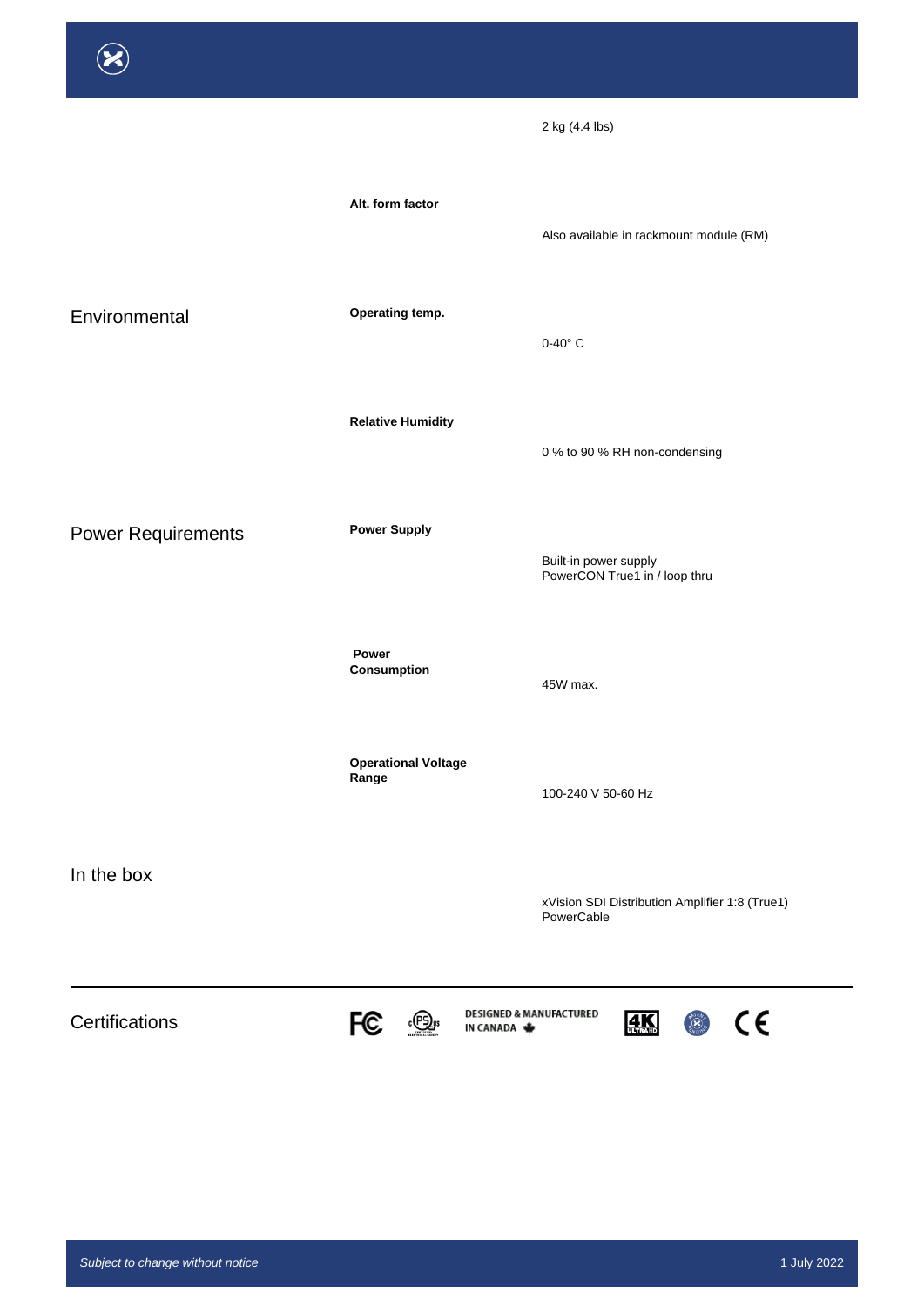| | | |
|---|---|---|
| | | 2 kg (4.4 lbs) |
| | **Alt. form factor** | Also available in rackmount module (RM) |
| Environmental | **Operating temp.** | 0-40° C |
| | **Relative Humidity** | 0 % to 90 % RH non-condensing |
| Power Requirements | **Power Supply** | Built-in power supply<br>PowerCON True1 in / loop thru |
| | **Power Consumption** | 45W max. |
| | **Operational Voltage Range** | 100-240 V 50-60 Hz |
| In the box | | xVision SDI Distribution Amplifier 1:8 (True1)<br>PowerCable |

Certifications

DESIGNED & MANUFACTURED IN CANADA

*Subject to change without notice*

1 July 2022